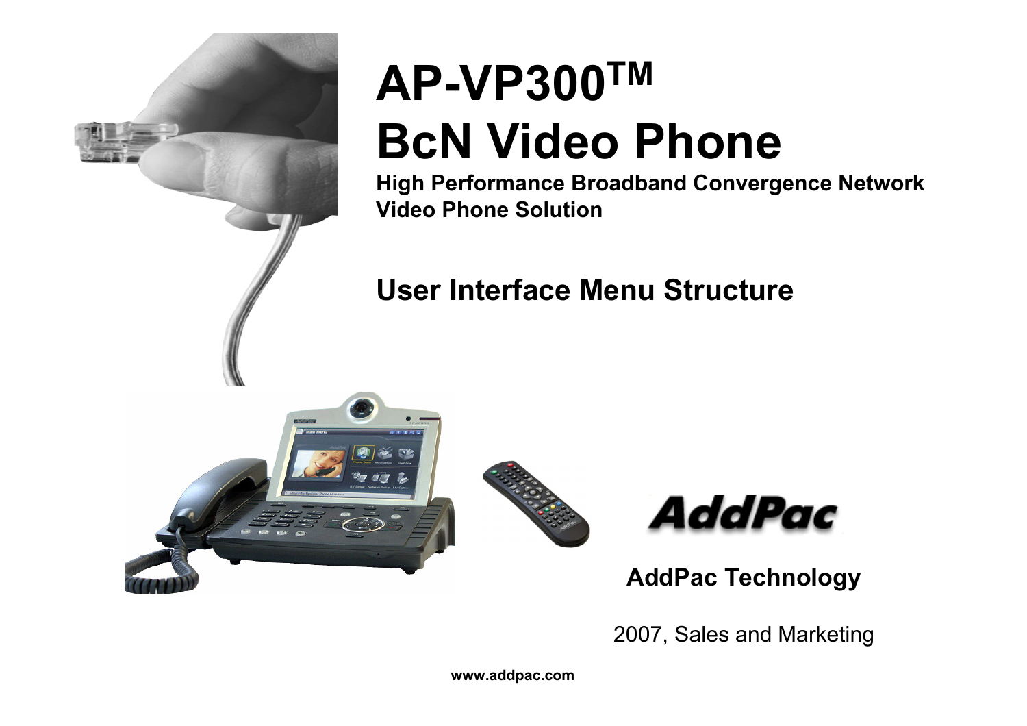# AP-VP300™ BcN Video Phone

**High Performance Broadband Convergence Network Video Phone Solution**

## User Interface Menu Structure

**AddPac Technology**

2007, Sales and Marketing

**www.addpac.com**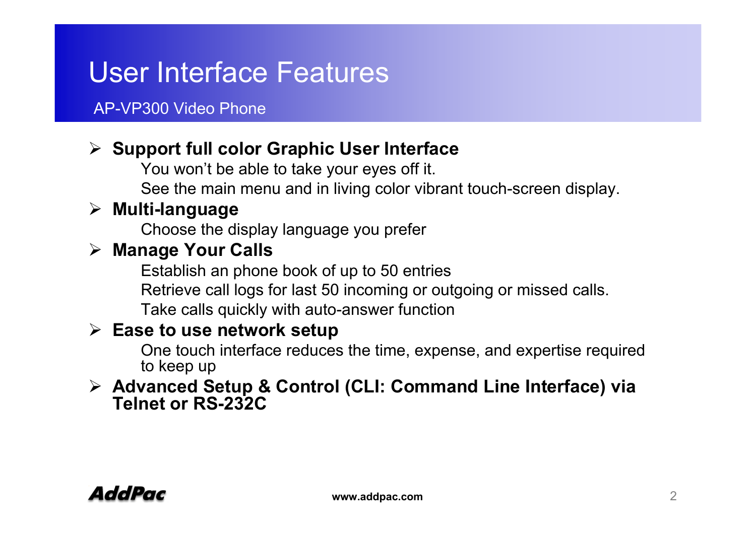# User Interface Features

AP-VP300 Video Phone

- **Support full color Graphic User Interface**
  - You won't be able to take your eyes off it.
  - See the main menu and in living color vibrant touch-screen display.
- **Multi-language**
  - Choose the display language you prefer
- **Manage Your Calls**
  - Establish an phone book of up to 50 entries
  - Retrieve call logs for last 50 incoming or outgoing or missed calls.
  - Take calls quickly with auto-answer function
- **Ease to use network setup**
  - One touch interface reduces the time, expense, and expertise required to keep up
- **Advanced Setup & Control (CLI: Command Line Interface) via Telnet or RS-232C**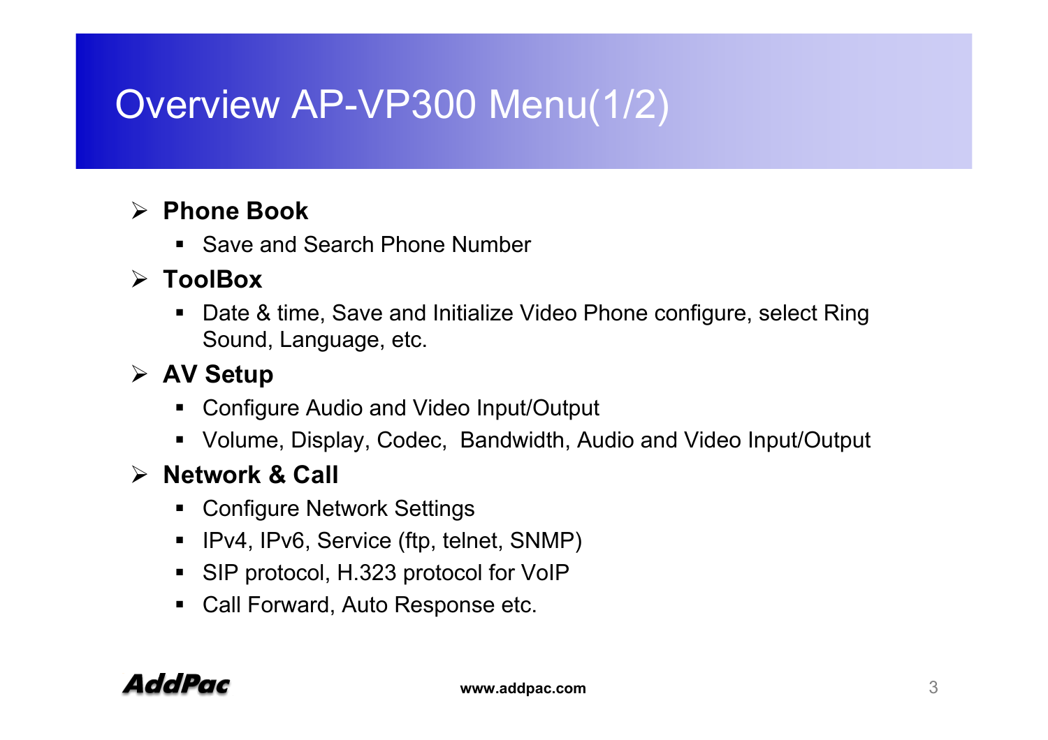# Overview AP-VP300 Menu(1/2)

- **Phone Book**
  - Save and Search Phone Number
- **ToolBox**
  - Date & time, Save and Initialize Video Phone configure, select Ring Sound, Language, etc.
- **AV Setup**
  - Configure Audio and Video Input/Output
  - Volume, Display, Codec, Bandwidth, Audio and Video Input/Output
- **Network & Call**
  - Configure Network Settings
  - IPv4, IPv6, Service (ftp, telnet, SNMP)
  - SIP protocol, H.323 protocol for VoIP
  - Call Forward, Auto Response etc.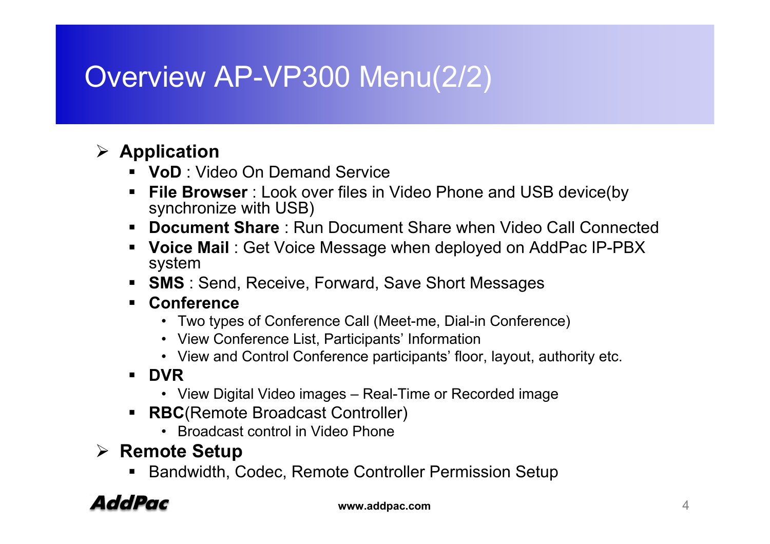# Overview AP-VP300 Menu(2/2)

- **Application**
  - **VoD** : Video On Demand Service
  - **File Browser** : Look over files in Video Phone and USB device(by synchronize with USB)
  - **Document Share** : Run Document Share when Video Call Connected
  - **Voice Mail** : Get Voice Message when deployed on AddPac IP-PBX system
  - **SMS** : Send, Receive, Forward, Save Short Messages
  - **Conference**
    - Two types of Conference Call (Meet-me, Dial-in Conference)
    - View Conference List, Participants' Information
    - View and Control Conference participants' floor, layout, authority etc.
  - **DVR**
    - View Digital Video images – Real-Time or Recorded image
  - **RBC**(Remote Broadcast Controller)
    - Broadcast control in Video Phone
- **Remote Setup**
  - Bandwidth, Codec, Remote Controller Permission Setup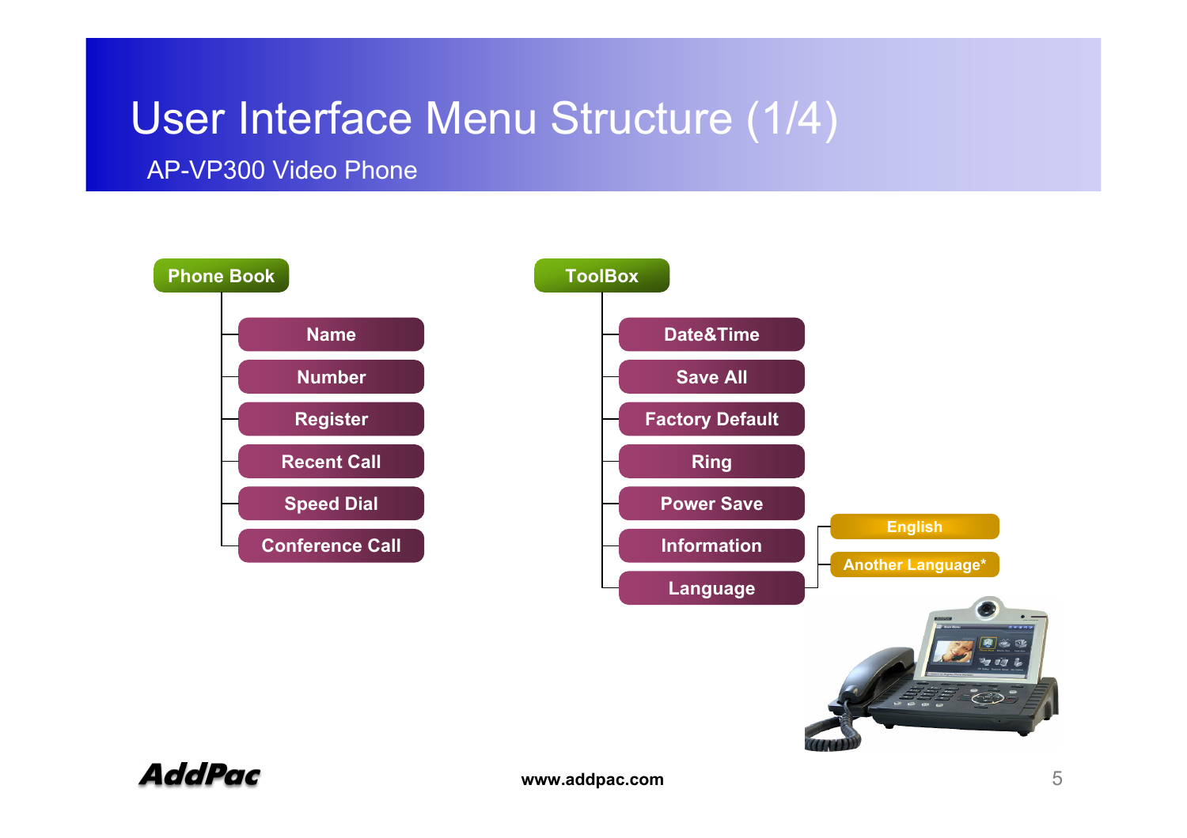# User Interface Menu Structure (1/4)

## AP-VP300 Video Phone

- **Phone Book**
  - Name
  - Number
  - Register
  - Recent Call
  - Speed Dial
  - Conference Call

- **ToolBox**
  - Date&Time
  - Save All
  - Factory Default
  - Ring
  - Power Save
  - Information
  - Language
    - English
    - Another Language*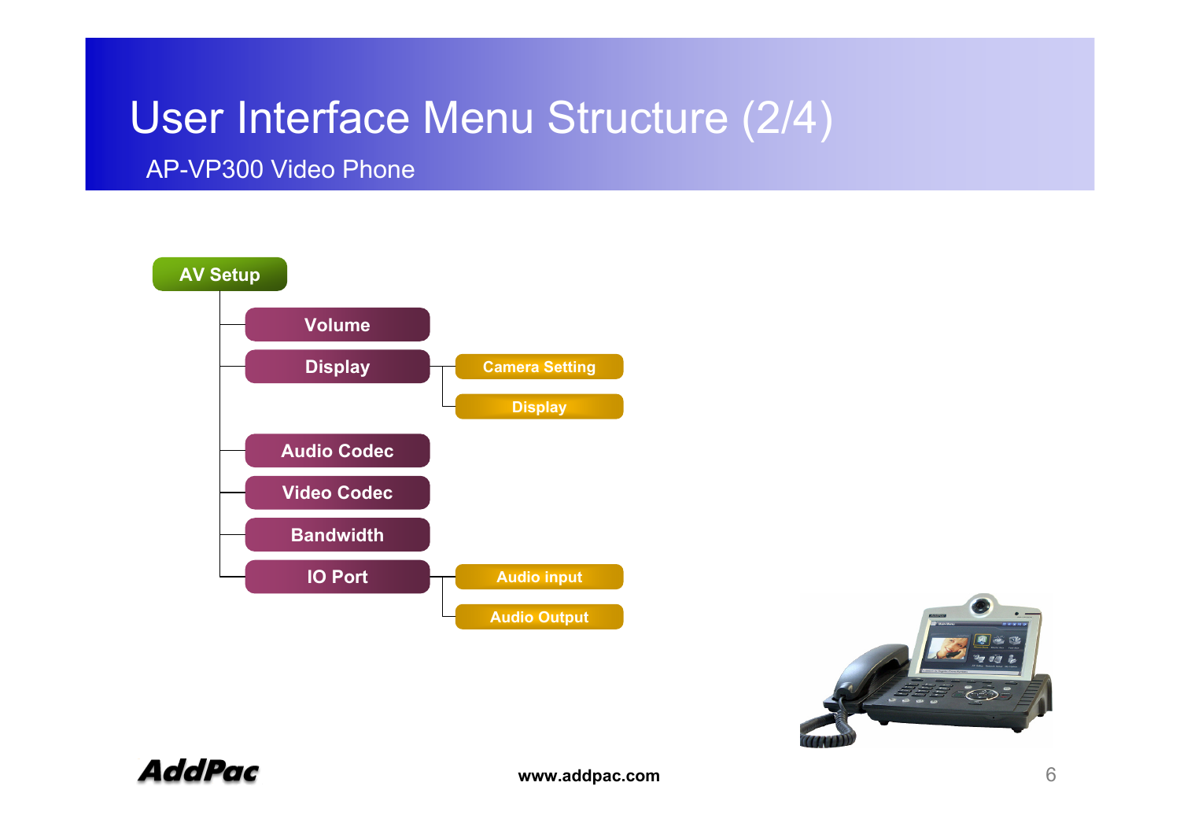# User Interface Menu Structure (2/4)

## AP-VP300 Video Phone

- **AV Setup**
  - Volume
  - Display
    - Camera Setting
    - Display
  - Audio Codec
  - Video Codec
  - Bandwidth
  - IO Port
    - Audio input
    - Audio Output

www.addpac.com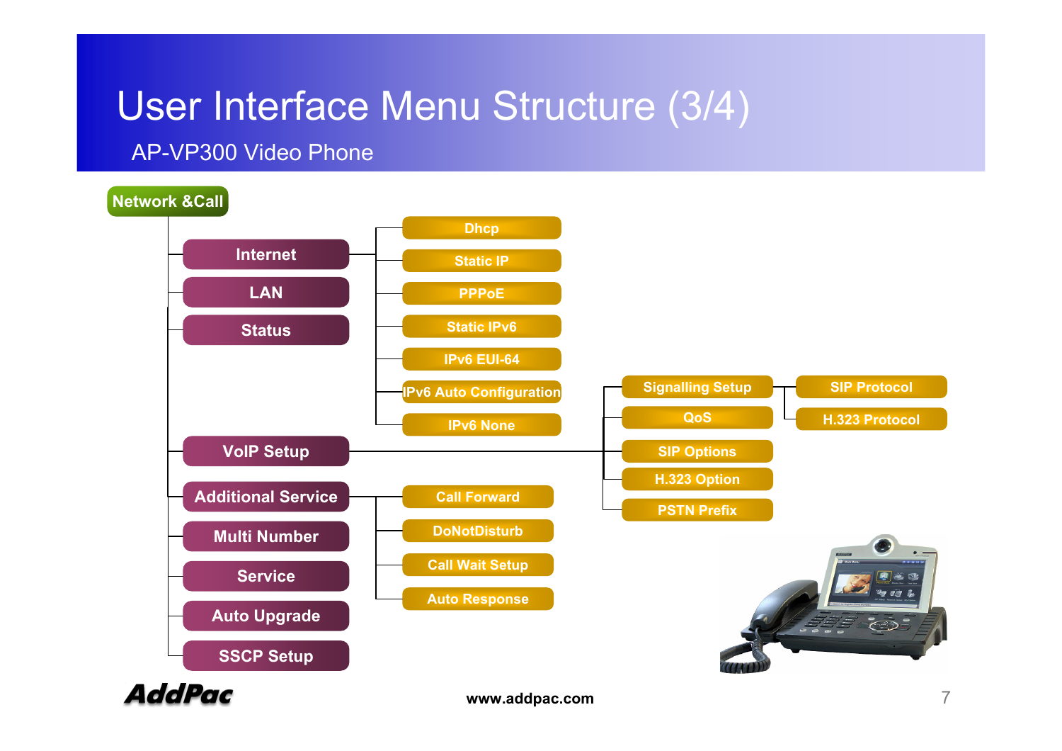# User Interface Menu Structure (3/4)

## AP-VP300 Video Phone

- **Network &Call**
  - Internet
    - Dhcp
    - Static IP
    - PPPoE
    - Static IPv6
    - IPv6 EUI-64
    - IPv6 Auto Configuration
    - IPv6 None
  - LAN
  - Status
  - VoIP Setup
    - Signalling Setup
      - SIP Protocol
      - H.323 Protocol
    - QoS
    - SIP Options
    - H.323 Option
    - PSTN Prefix
  - Additional Service
    - Call Forward
    - DoNotDisturb
    - Call Wait Setup
    - Auto Response
  - Multi Number
  - Service
  - Auto Upgrade
  - SSCP Setup

AddPac

www.addpac.com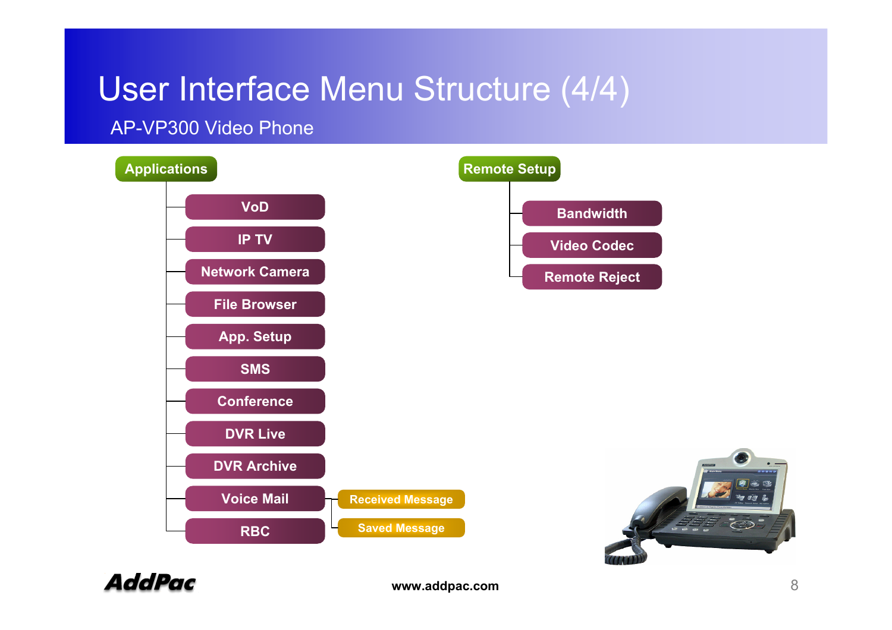# User Interface Menu Structure (4/4)

## AP-VP300 Video Phone

- **Applications**
  - VoD
  - IP TV
  - Network Camera
  - File Browser
  - App. Setup
  - SMS
  - Conference
  - DVR Live
  - DVR Archive
  - Voice Mail
    - Received Message
    - Saved Message
  - RBC

- **Remote Setup**
  - Bandwidth
  - Video Codec
  - Remote Reject

www.addpac.com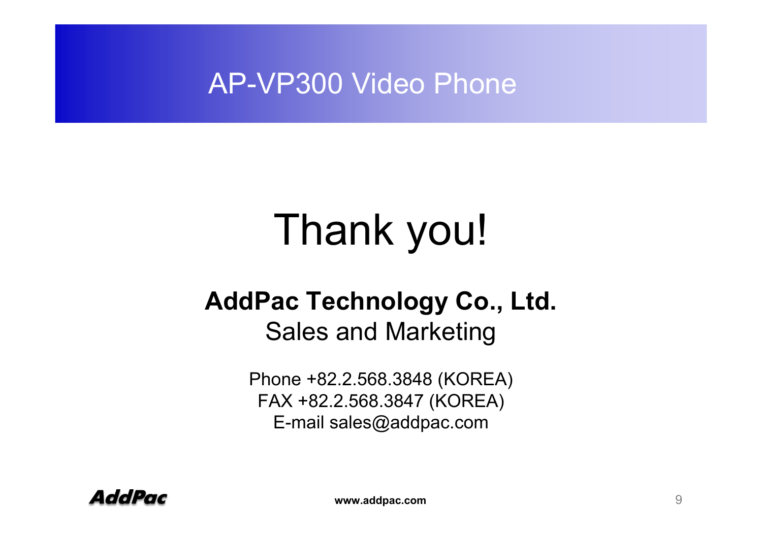# AP-VP300 Video Phone

## Thank you!

**AddPac Technology Co., Ltd.**
Sales and Marketing

Phone +82.2.568.3848 (KOREA)
FAX +82.2.568.3847 (KOREA)
E-mail sales@addpac.com